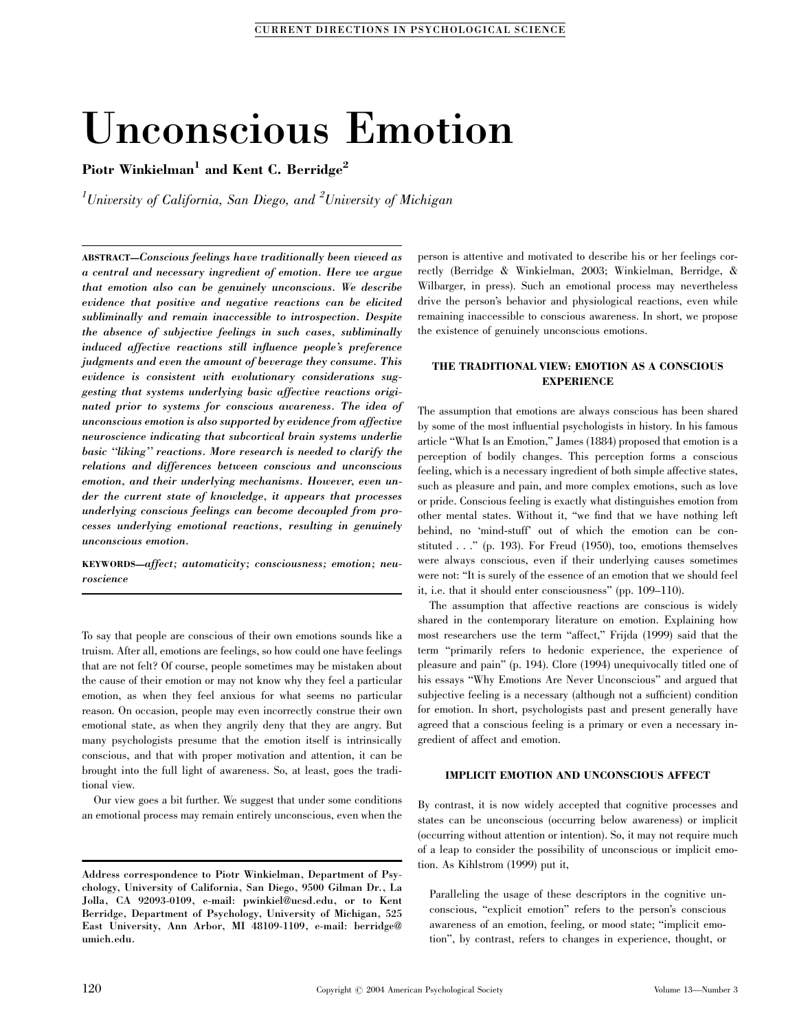# Unconscious Emotion

**Piotr Winkielman[1] and Kent C. Berridge[2]**

*[1]University of California, San Diego, and [2]University of Michigan*

**ABSTRACT**—***Conscious feelings have traditionally been viewed as a central and necessary ingredient of emotion. Here we argue that emotion also can be genuinely unconscious. We describe evidence that positive and negative reactions can be elicited subliminally and remain inaccessible to introspection. Despite the absence of subjective feelings in such cases, subliminally induced affective reactions still influence people's preference judgments and even the amount of beverage they consume. This evidence is consistent with evolutionary considerations suggesting that systems underlying basic affective reactions originated prior to systems for conscious awareness. The idea of unconscious emotion is also supported by evidence from affective neuroscience indicating that subcortical brain systems underlie basic "liking" reactions. More research is needed to clarify the relations and differences between conscious and unconscious emotion, and their underlying mechanisms. However, even under the current state of knowledge, it appears that processes underlying conscious feelings can become decoupled from processes underlying emotional reactions, resulting in genuinely unconscious emotion.***

**KEYWORDS**—***affect; automaticity; consciousness; emotion; neuroscience***

To say that people are conscious of their own emotions sounds like a truism. After all, emotions are feelings, so how could one have feelings that are not felt? Of course, people sometimes may be mistaken about the cause of their emotion or may not know why they feel a particular emotion, as when they feel anxious for what seems no particular reason. On occasion, people may even incorrectly construe their own emotional state, as when they angrily deny that they are angry. But many psychologists presume that the emotion itself is intrinsically conscious, and that with proper motivation and attention, it can be brought into the full light of awareness. So, at least, goes the traditional view.

Our view goes a bit further. We suggest that under some conditions an emotional process may remain entirely unconscious, even when the person is attentive and motivated to describe his or her feelings correctly (Berridge & Winkielman, 2003; Winkielman, Berridge, & Wilbarger, in press). Such an emotional process may nevertheless drive the person's behavior and physiological reactions, even while remaining inaccessible to conscious awareness. In short, we propose the existence of genuinely unconscious emotions.

**Address correspondence to Piotr Winkielman, Department of Psychology, University of California, San Diego, 9500 Gilman Dr., La Jolla, CA 92093-0109, e-mail: pwinkiel@ucsd.edu, or to Kent Berridge, Department of Psychology, University of Michigan, 525 East University, Ann Arbor, MI 48109-1109, e-mail: berridge@umich.edu.**

## THE TRADITIONAL VIEW: EMOTION AS A CONSCIOUS EXPERIENCE

The assumption that emotions are always conscious has been shared by some of the most influential psychologists in history. In his famous article "What Is an Emotion," James (1884) proposed that emotion is a perception of bodily changes. This perception forms a conscious feeling, which is a necessary ingredient of both simple affective states, such as pleasure and pain, and more complex emotions, such as love or pride. Conscious feeling is exactly what distinguishes emotion from other mental states. Without it, "we find that we have nothing left behind, no 'mind-stuff' out of which the emotion can be constituted . . ." (p. 193). For Freud (1950), too, emotions themselves were always conscious, even if their underlying causes sometimes were not: "It is surely of the essence of an emotion that we should feel it, i.e. that it should enter consciousness" (pp. 109–110).

The assumption that affective reactions are conscious is widely shared in the contemporary literature on emotion. Explaining how most researchers use the term "affect," Frijda (1999) said that the term "primarily refers to hedonic experience, the experience of pleasure and pain" (p. 194). Clore (1994) unequivocally titled one of his essays "Why Emotions Are Never Unconscious" and argued that subjective feeling is a necessary (although not a sufficient) condition for emotion. In short, psychologists past and present generally have agreed that a conscious feeling is a primary or even a necessary ingredient of affect and emotion.

## IMPLICIT EMOTION AND UNCONSCIOUS AFFECT

By contrast, it is now widely accepted that cognitive processes and states can be unconscious (occurring below awareness) or implicit (occurring without attention or intention). So, it may not require much of a leap to consider the possibility of unconscious or implicit emotion. As Kihlstrom (1999) put it,

> Paralleling the usage of these descriptors in the cognitive unconscious, "explicit emotion" refers to the person's conscious awareness of an emotion, feeling, or mood state; "implicit emotion", by contrast, refers to changes in experience, thought, or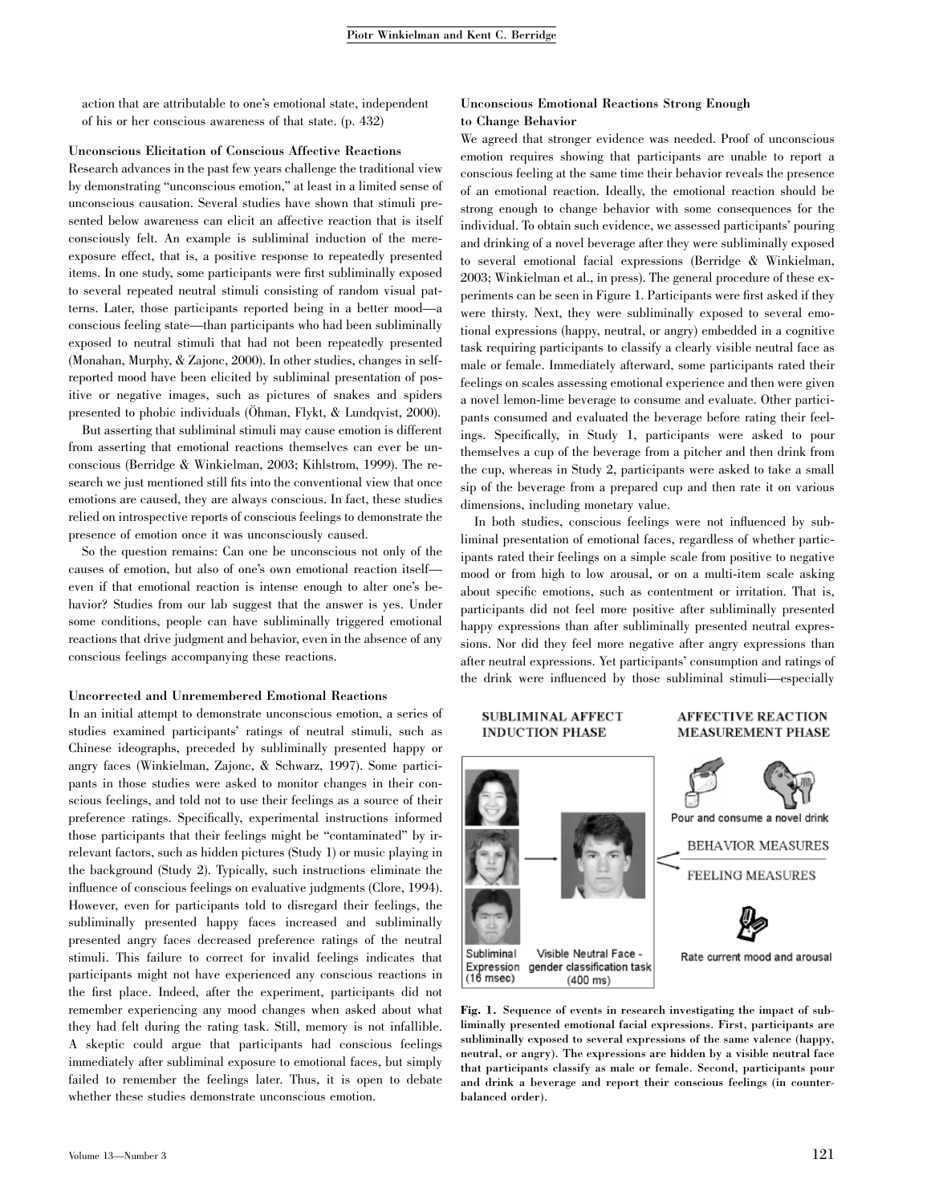action that are attributable to one's emotional state, independent of his or her conscious awareness of that state. (p. 432)

### Unconscious Elicitation of Conscious Affective Reactions

Research advances in the past few years challenge the traditional view by demonstrating "unconscious emotion," at least in a limited sense of unconscious causation. Several studies have shown that stimuli presented below awareness can elicit an affective reaction that is itself consciously felt. An example is subliminal induction of the mere-exposure effect, that is, a positive response to repeatedly presented items. In one study, some participants were first subliminally exposed to several repeated neutral stimuli consisting of random visual patterns. Later, those participants reported being in a better mood—a conscious feeling state—than participants who had been subliminally exposed to neutral stimuli that had not been repeatedly presented (Monahan, Murphy, & Zajonc, 2000). In other studies, changes in self-reported mood have been elicited by subliminal presentation of positive or negative images, such as pictures of snakes and spiders presented to phobic individuals (Öhman, Flykt, & Lundqvist, 2000).

But asserting that subliminal stimuli may cause emotion is different from asserting that emotional reactions themselves can ever be unconscious (Berridge & Winkielman, 2003; Kihlstrom, 1999). The research we just mentioned still fits into the conventional view that once emotions are caused, they are always conscious. In fact, these studies relied on introspective reports of conscious feelings to demonstrate the presence of emotion once it was unconsciously caused.

So the question remains: Can one be unconscious not only of the causes of emotion, but also of one's own emotional reaction itself—even if that emotional reaction is intense enough to alter one's behavior? Studies from our lab suggest that the answer is yes. Under some conditions, people can have subliminally triggered emotional reactions that drive judgment and behavior, even in the absence of any conscious feelings accompanying these reactions.

### Uncorrected and Unremembered Emotional Reactions

In an initial attempt to demonstrate unconscious emotion, a series of studies examined participants' ratings of neutral stimuli, such as Chinese ideographs, preceded by subliminally presented happy or angry faces (Winkielman, Zajonc, & Schwarz, 1997). Some participants in those studies were asked to monitor changes in their conscious feelings, and told not to use their feelings as a source of their preference ratings. Specifically, experimental instructions informed those participants that their feelings might be "contaminated" by irrelevant factors, such as hidden pictures (Study 1) or music playing in the background (Study 2). Typically, such instructions eliminate the influence of conscious feelings on evaluative judgments (Clore, 1994). However, even for participants told to disregard their feelings, the subliminally presented happy faces increased and subliminally presented angry faces decreased preference ratings of the neutral stimuli. This failure to correct for invalid feelings indicates that participants might not have experienced any conscious reactions in the first place. Indeed, after the experiment, participants did not remember experiencing any mood changes when asked about what they had felt during the rating task. Still, memory is not infallible. A skeptic could argue that participants had conscious feelings immediately after subliminal exposure to emotional faces, but simply failed to remember the feelings later. Thus, it is open to debate whether these studies demonstrate unconscious emotion.

### Unconscious Emotional Reactions Strong Enough to Change Behavior

We agreed that stronger evidence was needed. Proof of unconscious emotion requires showing that participants are unable to report a conscious feeling at the same time their behavior reveals the presence of an emotional reaction. Ideally, the emotional reaction should be strong enough to change behavior with some consequences for the individual. To obtain such evidence, we assessed participants' pouring and drinking of a novel beverage after they were subliminally exposed to several emotional facial expressions (Berridge & Winkielman, 2003; Winkielman et al., in press). The general procedure of these experiments can be seen in Figure 1. Participants were first asked if they were thirsty. Next, they were subliminally exposed to several emotional expressions (happy, neutral, or angry) embedded in a cognitive task requiring participants to classify a clearly visible neutral face as male or female. Immediately afterward, some participants rated their feelings on scales assessing emotional experience and then were given a novel lemon-lime beverage to consume and evaluate. Other participants consumed and evaluated the beverage before rating their feelings. Specifically, in Study 1, participants were asked to pour themselves a cup of the beverage from a pitcher and then drink from the cup, whereas in Study 2, participants were asked to take a small sip of the beverage from a prepared cup and then rate it on various dimensions, including monetary value.

In both studies, conscious feelings were not influenced by subliminal presentation of emotional faces, regardless of whether participants rated their feelings on a simple scale from positive to negative mood or from high to low arousal, or on a multi-item scale asking about specific emotions, such as contentment or irritation. That is, participants did not feel more positive after subliminally presented happy expressions than after subliminally presented neutral expressions. Nor did they feel more negative after angry expressions than after neutral expressions. Yet participants' consumption and ratings of the drink were influenced by those subliminal stimuli—especially

SUBLIMINAL AFFECT INDUCTION PHASE

AFFECTIVE REACTION MEASUREMENT PHASE

Pour and consume a novel drink

BEHAVIOR MEASURES

FEELING MEASURES

Rate current mood and arousal

Subliminal Expression (16 msec)

Visible Neutral Face - gender classification task (400 ms)

**Fig. 1.** Sequence of events in research investigating the impact of subliminally presented emotional facial expressions. First, participants are subliminally exposed to several expressions of the same valence (happy, neutral, or angry). The expressions are hidden by a visible neutral face that participants classify as male or female. Second, participants pour and drink a beverage and report their conscious feelings (in counterbalanced order).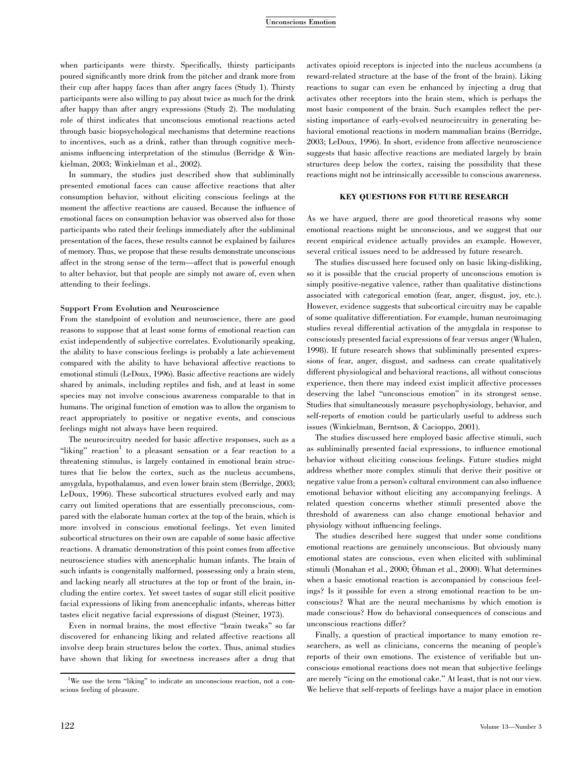when participants were thirsty. Specifically, thirsty participants poured significantly more drink from the pitcher and drank more from their cup after happy faces than after angry faces (Study 1). Thirsty participants were also willing to pay about twice as much for the drink after happy than after angry expressions (Study 2). The modulating role of thirst indicates that unconscious emotional reactions acted through basic biopsychological mechanisms that determine reactions to incentives, such as a drink, rather than through cognitive mechanisms influencing interpretation of the stimulus (Berridge & Winkielman, 2003; Winkielman et al., 2002).

In summary, the studies just described show that subliminally presented emotional faces can cause affective reactions that alter consumption behavior, without eliciting conscious feelings at the moment the affective reactions are caused. Because the influence of emotional faces on consumption behavior was observed also for those participants who rated their feelings immediately after the subliminal presentation of the faces, these results cannot be explained by failures of memory. Thus, we propose that these results demonstrate unconscious affect in the strong sense of the term—affect that is powerful enough to alter behavior, but that people are simply not aware of, even when attending to their feelings.

### Support From Evolution and Neuroscience

From the standpoint of evolution and neuroscience, there are good reasons to suppose that at least some forms of emotional reaction can exist independently of subjective correlates. Evolutionarily speaking, the ability to have conscious feelings is probably a late achievement compared with the ability to have behavioral affective reactions to emotional stimuli (LeDoux, 1996). Basic affective reactions are widely shared by animals, including reptiles and fish, and at least in some species may not involve conscious awareness comparable to that in humans. The original function of emotion was to allow the organism to react appropriately to positive or negative events, and conscious feelings might not always have been required.

The neurocircuitry needed for basic affective responses, such as a "liking" reaction[1] to a pleasant sensation or a fear reaction to a threatening stimulus, is largely contained in emotional brain structures that lie below the cortex, such as the nucleus accumbens, amygdala, hypothalamus, and even lower brain stem (Berridge, 2003; LeDoux, 1996). These subcortical structures evolved early and may carry out limited operations that are essentially preconscious, compared with the elaborate human cortex at the top of the brain, which is more involved in conscious emotional feelings. Yet even limited subcortical structures on their own are capable of some basic affective reactions. A dramatic demonstration of this point comes from affective neuroscience studies with anencephalic human infants. The brain of such infants is congenitally malformed, possessing only a brain stem, and lacking nearly all structures at the top or front of the brain, including the entire cortex. Yet sweet tastes of sugar still elicit positive facial expressions of liking from anencephalic infants, whereas bitter tastes elicit negative facial expressions of disgust (Steiner, 1973).

Even in normal brains, the most effective "brain tweaks" so far discovered for enhancing liking and related affective reactions all involve deep brain structures below the cortex. Thus, animal studies have shown that liking for sweetness increases after a drug that activates opioid receptors is injected into the nucleus accumbens (a reward-related structure at the base of the front of the brain). Liking reactions to sugar can even be enhanced by injecting a drug that activates other receptors into the brain stem, which is perhaps the most basic component of the brain. Such examples reflect the persisting importance of early-evolved neurocircuitry in generating behavioral emotional reactions in modern mammalian brains (Berridge, 2003; LeDoux, 1996). In short, evidence from affective neuroscience suggests that basic affective reactions are mediated largely by brain structures deep below the cortex, raising the possibility that these reactions might not be intrinsically accessible to conscious awareness.

[1]We use the term "liking" to indicate an unconscious reaction, not a conscious feeling of pleasure.

## KEY QUESTIONS FOR FUTURE RESEARCH

As we have argued, there are good theoretical reasons why some emotional reactions might be unconscious, and we suggest that our recent empirical evidence actually provides an example. However, several critical issues need to be addressed by future research.

The studies discussed here focused only on basic liking-disliking, so it is possible that the crucial property of unconscious emotion is simply positive-negative valence, rather than qualitative distinctions associated with categorical emotion (fear, anger, disgust, joy, etc.). However, evidence suggests that subcortical circuitry may be capable of some qualitative differentiation. For example, human neuroimaging studies reveal differential activation of the amygdala in response to consciously presented facial expressions of fear versus anger (Whalen, 1998). If future research shows that subliminally presented expressions of fear, anger, disgust, and sadness can create qualitatively different physiological and behavioral reactions, all without conscious experience, then there may indeed exist implicit affective processes deserving the label "unconscious emotion" in its strongest sense. Studies that simultaneously measure psychophysiology, behavior, and self-reports of emotion could be particularly useful to address such issues (Winkielman, Berntson, & Cacioppo, 2001).

The studies discussed here employed basic affective stimuli, such as subliminally presented facial expressions, to influence emotional behavior without eliciting conscious feelings. Future studies might address whether more complex stimuli that derive their positive or negative value from a person's cultural environment can also influence emotional behavior without eliciting any accompanying feelings. A related question concerns whether stimuli presented above the threshold of awareness can also change emotional behavior and physiology without influencing feelings.

The studies described here suggest that under some conditions emotional reactions are genuinely unconscious. But obviously many emotional states are conscious, even when elicited with subliminal stimuli (Monahan et al., 2000; Öhman et al., 2000). What determines when a basic emotional reaction is accompanied by conscious feelings? Is it possible for even a strong emotional reaction to be unconscious? What are the neural mechanisms by which emotion is made conscious? How do behavioral consequences of conscious and unconscious reactions differ?

Finally, a question of practical importance to many emotion researchers, as well as clinicians, concerns the meaning of people's reports of their own emotions. The existence of verifiable but unconscious emotional reactions does not mean that subjective feelings are merely "icing on the emotional cake." At least, that is not our view. We believe that self-reports of feelings have a major place in emotion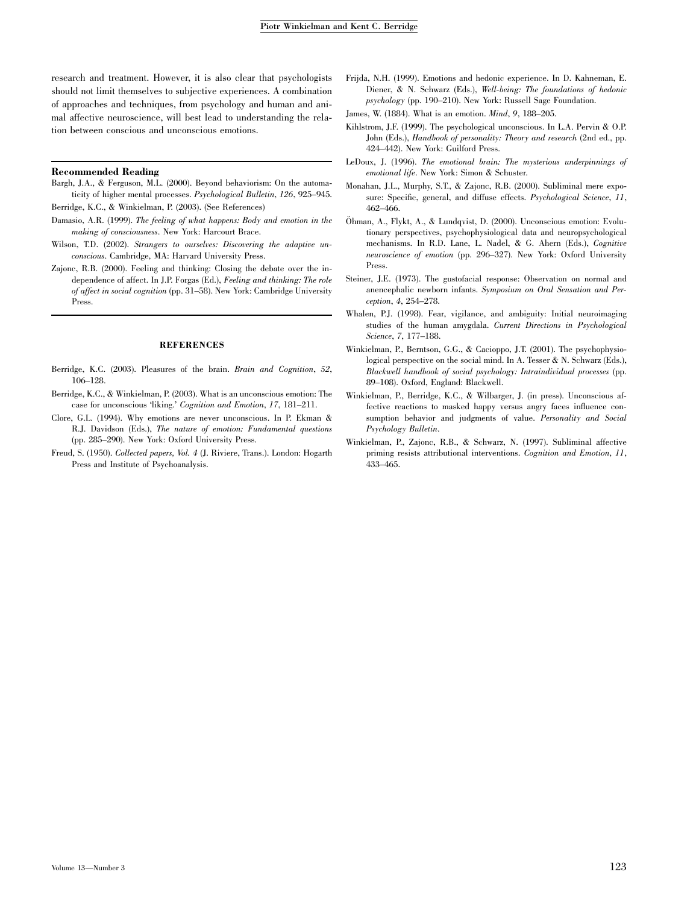research and treatment. However, it is also clear that psychologists should not limit themselves to subjective experiences. A combination of approaches and techniques, from psychology and human and animal affective neuroscience, will best lead to understanding the relation between conscious and unconscious emotions.

## Recommended Reading

Bargh, J.A., & Ferguson, M.L. (2000). Beyond behaviorism: On the automaticity of higher mental processes. *Psychological Bulletin*, *126*, 925–945.

Berridge, K.C., & Winkielman, P. (2003). (See References)

Damasio, A.R. (1999). *The feeling of what happens: Body and emotion in the making of consciousness*. New York: Harcourt Brace.

Wilson, T.D. (2002). *Strangers to ourselves: Discovering the adaptive unconscious*. Cambridge, MA: Harvard University Press.

Zajonc, R.B. (2000). Feeling and thinking: Closing the debate over the independence of affect. In J.P. Forgas (Ed.), *Feeling and thinking: The role of affect in social cognition* (pp. 31–58). New York: Cambridge University Press.

## REFERENCES

Berridge, K.C. (2003). Pleasures of the brain. *Brain and Cognition*, *52*, 106–128.

Berridge, K.C., & Winkielman, P. (2003). What is an unconscious emotion: The case for unconscious 'liking.' *Cognition and Emotion*, *17*, 181–211.

Clore, G.L. (1994). Why emotions are never unconscious. In P. Ekman & R.J. Davidson (Eds.), *The nature of emotion: Fundamental questions* (pp. 285–290). New York: Oxford University Press.

Freud, S. (1950). *Collected papers, Vol. 4* (J. Riviere, Trans.). London: Hogarth Press and Institute of Psychoanalysis.

Frijda, N.H. (1999). Emotions and hedonic experience. In D. Kahneman, E. Diener, & N. Schwarz (Eds.), *Well-being: The foundations of hedonic psychology* (pp. 190–210). New York: Russell Sage Foundation.

James, W. (1884). What is an emotion. *Mind*, *9*, 188–205.

Kihlstrom, J.F. (1999). The psychological unconscious. In L.A. Pervin & O.P. John (Eds.), *Handbook of personality: Theory and research* (2nd ed., pp. 424–442). New York: Guilford Press.

LeDoux, J. (1996). *The emotional brain: The mysterious underpinnings of emotional life*. New York: Simon & Schuster.

Monahan, J.L., Murphy, S.T., & Zajonc, R.B. (2000). Subliminal mere exposure: Specific, general, and diffuse effects. *Psychological Science*, *11*, 462–466.

Öhman, A., Flykt, A., & Lundqvist, D. (2000). Unconscious emotion: Evolutionary perspectives, psychophysiological data and neuropsychological mechanisms. In R.D. Lane, L. Nadel, & G. Ahern (Eds.), *Cognitive neuroscience of emotion* (pp. 296–327). New York: Oxford University Press.

Steiner, J.E. (1973). The gustofacial response: Observation on normal and anencephalic newborn infants. *Symposium on Oral Sensation and Perception*, *4*, 254–278.

Whalen, P.J. (1998). Fear, vigilance, and ambiguity: Initial neuroimaging studies of the human amygdala. *Current Directions in Psychological Science*, *7*, 177–188.

Winkielman, P., Berntson, G.G., & Cacioppo, J.T. (2001). The psychophysiological perspective on the social mind. In A. Tesser & N. Schwarz (Eds.), *Blackwell handbook of social psychology: Intraindividual processes* (pp. 89–108). Oxford, England: Blackwell.

Winkielman, P., Berridge, K.C., & Wilbarger, J. (in press). Unconscious affective reactions to masked happy versus angry faces influence consumption behavior and judgments of value. *Personality and Social Psychology Bulletin*.

Winkielman, P., Zajonc, R.B., & Schwarz, N. (1997). Subliminal affective priming resists attributional interventions. *Cognition and Emotion*, *11*, 433–465.